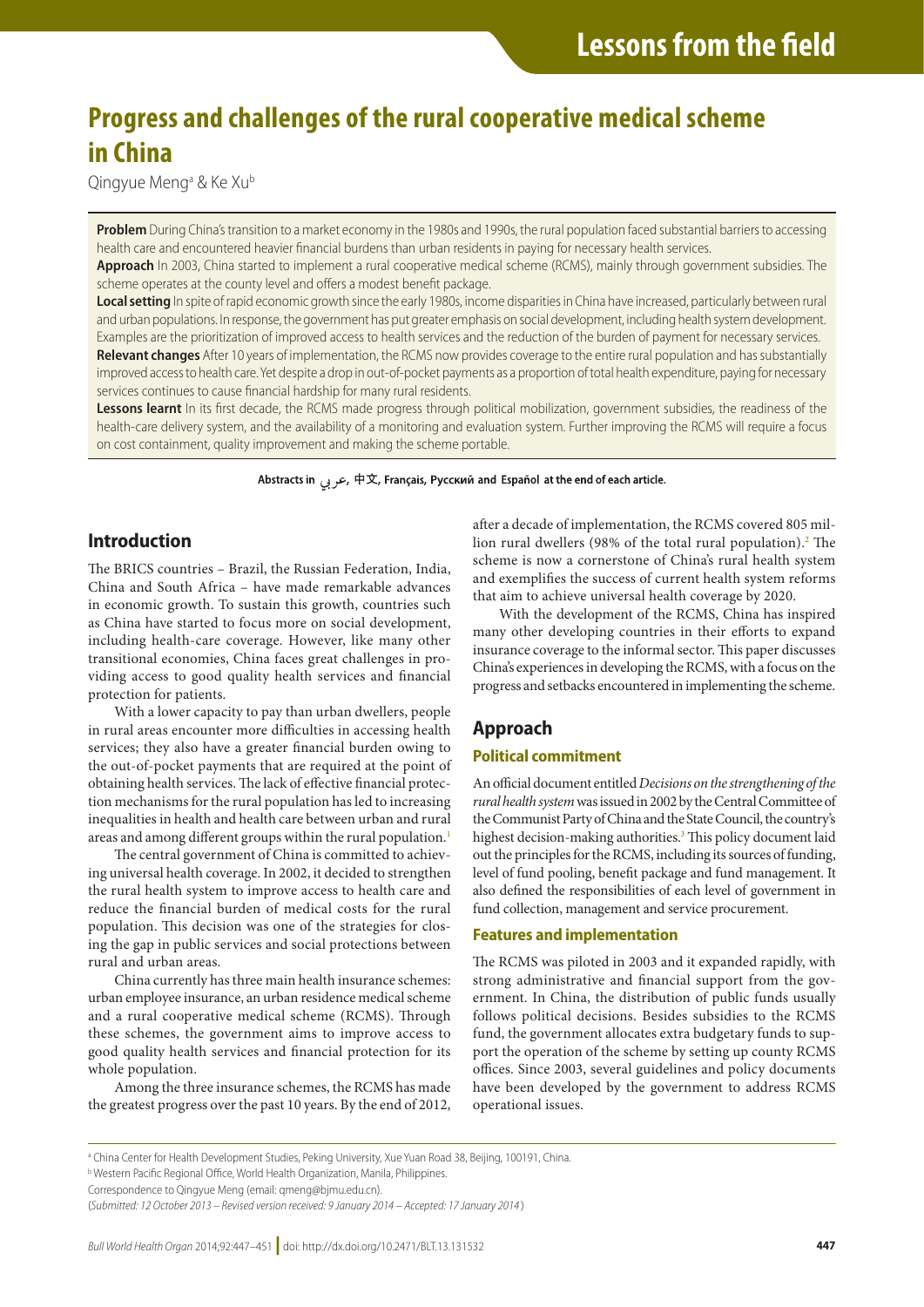Lessons from the field

# Progress and challenges of the rural cooperative medical scheme in China

Qingyue Meng[a] & Ke Xu[b]

**Problem** During China's transition to a market economy in the 1980s and 1990s, the rural population faced substantial barriers to accessing health care and encountered heavier financial burdens than urban residents in paying for necessary health services.

**Approach** In 2003, China started to implement a rural cooperative medical scheme (RCMS), mainly through government subsidies. The scheme operates at the county level and offers a modest benefit package.

**Local setting** In spite of rapid economic growth since the early 1980s, income disparities in China have increased, particularly between rural and urban populations. In response, the government has put greater emphasis on social development, including health system development. Examples are the prioritization of improved access to health services and the reduction of the burden of payment for necessary services.

**Relevant changes** After 10 years of implementation, the RCMS now provides coverage to the entire rural population and has substantially improved access to health care. Yet despite a drop in out-of-pocket payments as a proportion of total health expenditure, paying for necessary services continues to cause financial hardship for many rural residents.

**Lessons learnt** In its first decade, the RCMS made progress through political mobilization, government subsidies, the readiness of the health-care delivery system, and the availability of a monitoring and evaluation system. Further improving the RCMS will require a focus on cost containment, quality improvement and making the scheme portable.

**Abstracts in عربي, 中文, Français, Русский and Español at the end of each article.**

## Introduction

The BRICS countries – Brazil, the Russian Federation, India, China and South Africa – have made remarkable advances in economic growth. To sustain this growth, countries such as China have started to focus more on social development, including health-care coverage. However, like many other transitional economies, China faces great challenges in providing access to good quality health services and financial protection for patients.

With a lower capacity to pay than urban dwellers, people in rural areas encounter more difficulties in accessing health services; they also have a greater financial burden owing to the out-of-pocket payments that are required at the point of obtaining health services. The lack of effective financial protection mechanisms for the rural population has led to increasing inequalities in health and health care between urban and rural areas and among different groups within the rural population.[1]

The central government of China is committed to achieving universal health coverage. In 2002, it decided to strengthen the rural health system to improve access to health care and reduce the financial burden of medical costs for the rural population. This decision was one of the strategies for closing the gap in public services and social protections between rural and urban areas.

China currently has three main health insurance schemes: urban employee insurance, an urban residence medical scheme and a rural cooperative medical scheme (RCMS). Through these schemes, the government aims to improve access to good quality health services and financial protection for its whole population.

Among the three insurance schemes, the RCMS has made the greatest progress over the past 10 years. By the end of 2012, after a decade of implementation, the RCMS covered 805 million rural dwellers (98% of the total rural population).[2] The scheme is now a cornerstone of China's rural health system and exemplifies the success of current health system reforms that aim to achieve universal health coverage by 2020.

With the development of the RCMS, China has inspired many other developing countries in their efforts to expand insurance coverage to the informal sector. This paper discusses China's experiences in developing the RCMS, with a focus on the progress and setbacks encountered in implementing the scheme.

## Approach

### Political commitment

An official document entitled *Decisions on the strengthening of the rural health system* was issued in 2002 by the Central Committee of the Communist Party of China and the State Council, the country's highest decision-making authorities.[3] This policy document laid out the principles for the RCMS, including its sources of funding, level of fund pooling, benefit package and fund management. It also defined the responsibilities of each level of government in fund collection, management and service procurement.

### Features and implementation

The RCMS was piloted in 2003 and it expanded rapidly, with strong administrative and financial support from the government. In China, the distribution of public funds usually follows political decisions. Besides subsidies to the RCMS fund, the government allocates extra budgetary funds to support the operation of the scheme by setting up county RCMS offices. Since 2003, several guidelines and policy documents have been developed by the government to address RCMS operational issues.

[a] China Center for Health Development Studies, Peking University, Xue Yuan Road 38, Beijing, 100191, China.

[b] Western Pacific Regional Office, World Health Organization, Manila, Philippines.

Correspondence to Qingyue Meng (email: qmeng@bjmu.edu.cn).

(*Submitted: 12 October 2013 – Revised version received: 9 January 2014 – Accepted: 17 January 2014*)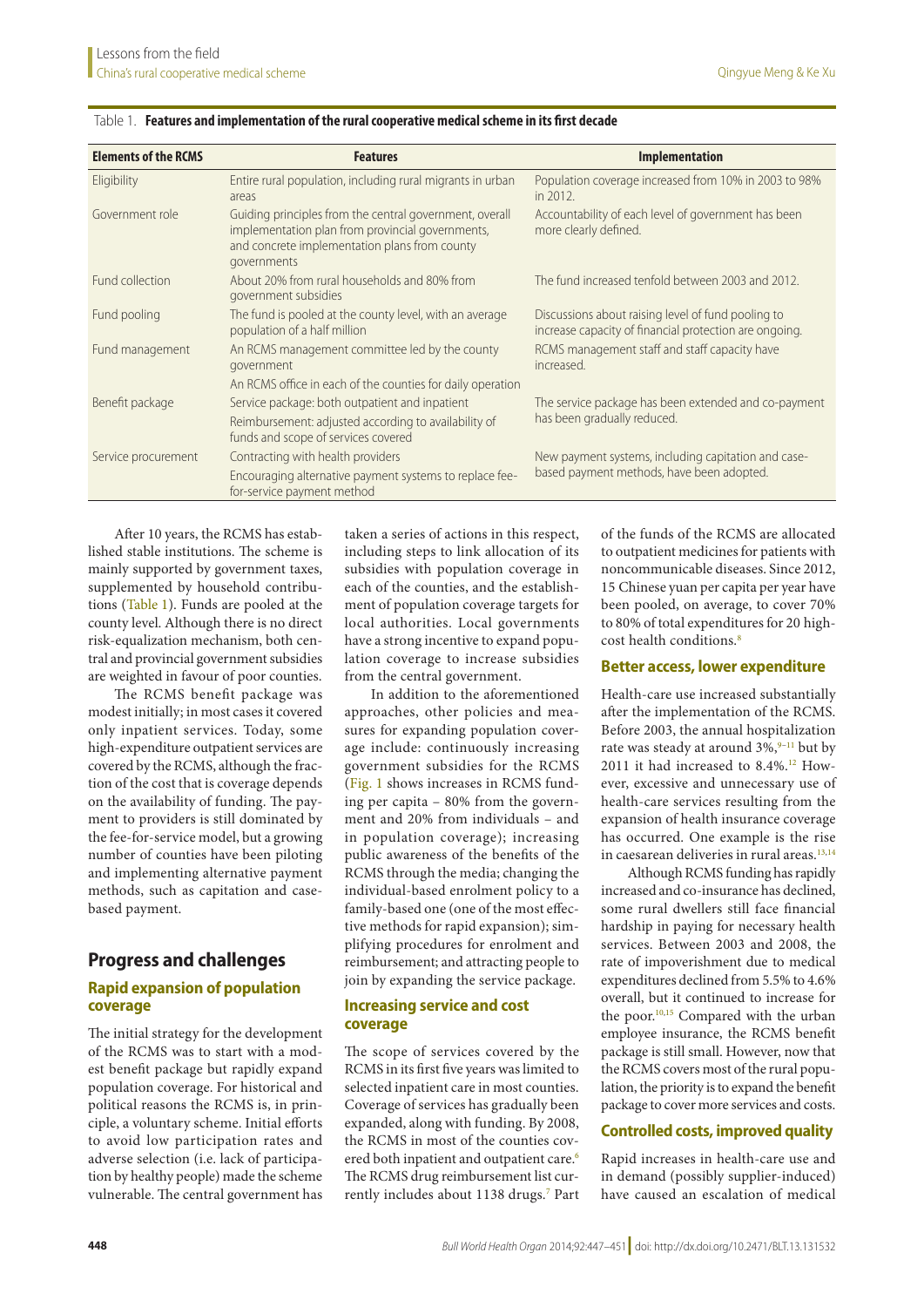Table 1. **Features and implementation of the rural cooperative medical scheme in its first decade**

| Elements of the RCMS | Features | Implementation |
|---|---|---|
| Eligibility | Entire rural population, including rural migrants in urban areas | Population coverage increased from 10% in 2003 to 98% in 2012. |
| Government role | Guiding principles from the central government, overall implementation plan from provincial governments, and concrete implementation plans from county governments | Accountability of each level of government has been more clearly defined. |
| Fund collection | About 20% from rural households and 80% from government subsidies | The fund increased tenfold between 2003 and 2012. |
| Fund pooling | The fund is pooled at the county level, with an average population of a half million | Discussions about raising level of fund pooling to increase capacity of financial protection are ongoing. |
| Fund management | An RCMS management committee led by the county government<br>An RCMS office in each of the counties for daily operation | RCMS management staff and staff capacity have increased. |
| Benefit package | Service package: both outpatient and inpatient<br>Reimbursement: adjusted according to availability of funds and scope of services covered | The service package has been extended and co-payment has been gradually reduced. |
| Service procurement | Contracting with health providers<br>Encouraging alternative payment systems to replace fee-for-service payment method | New payment systems, including capitation and case-based payment methods, have been adopted. |

After 10 years, the RCMS has established stable institutions. The scheme is mainly supported by government taxes, supplemented by household contributions (Table 1). Funds are pooled at the county level. Although there is no direct risk-equalization mechanism, both central and provincial government subsidies are weighted in favour of poor counties.

The RCMS benefit package was modest initially; in most cases it covered only inpatient services. Today, some high-expenditure outpatient services are covered by the RCMS, although the fraction of the cost that is coverage depends on the availability of funding. The payment to providers is still dominated by the fee-for-service model, but a growing number of counties have been piloting and implementing alternative payment methods, such as capitation and case-based payment.

## Progress and challenges

### Rapid expansion of population coverage

The initial strategy for the development of the RCMS was to start with a modest benefit package but rapidly expand population coverage. For historical and political reasons the RCMS is, in principle, a voluntary scheme. Initial efforts to avoid low participation rates and adverse selection (i.e. lack of participation by healthy people) made the scheme vulnerable. The central government has taken a series of actions in this respect, including steps to link allocation of its subsidies with population coverage in each of the counties, and the establishment of population coverage targets for local authorities. Local governments have a strong incentive to expand population coverage to increase subsidies from the central government.

In addition to the aforementioned approaches, other policies and measures for expanding population coverage include: continuously increasing government subsidies for the RCMS (Fig. 1 shows increases in RCMS funding per capita – 80% from the government and 20% from individuals – and in population coverage); increasing public awareness of the benefits of the RCMS through the media; changing the individual-based enrolment policy to a family-based one (one of the most effective methods for rapid expansion); simplifying procedures for enrolment and reimbursement; and attracting people to join by expanding the service package.

### Increasing service and cost coverage

The scope of services covered by the RCMS in its first five years was limited to selected inpatient care in most counties. Coverage of services has gradually been expanded, along with funding. By 2008, the RCMS in most of the counties covered both inpatient and outpatient care.[6] The RCMS drug reimbursement list currently includes about 1138 drugs.[7] Part of the funds of the RCMS are allocated to outpatient medicines for patients with noncommunicable diseases. Since 2012, 15 Chinese yuan per capita per year have been pooled, on average, to cover 70% to 80% of total expenditures for 20 high-cost health conditions.[8]

### Better access, lower expenditure

Health-care use increased substantially after the implementation of the RCMS. Before 2003, the annual hospitalization rate was steady at around 3%,[9–11] but by 2011 it had increased to 8.4%.[12] However, excessive and unnecessary use of health-care services resulting from the expansion of health insurance coverage has occurred. One example is the rise in caesarean deliveries in rural areas.[13,14]

Although RCMS funding has rapidly increased and co-insurance has declined, some rural dwellers still face financial hardship in paying for necessary health services. Between 2003 and 2008, the rate of impoverishment due to medical expenditures declined from 5.5% to 4.6% overall, but it continued to increase for the poor.[10,15] Compared with the urban employee insurance, the RCMS benefit package is still small. However, now that the RCMS covers most of the rural population, the priority is to expand the benefit package to cover more services and costs.

### Controlled costs, improved quality

Rapid increases in health-care use and in demand (possibly supplier-induced) have caused an escalation of medical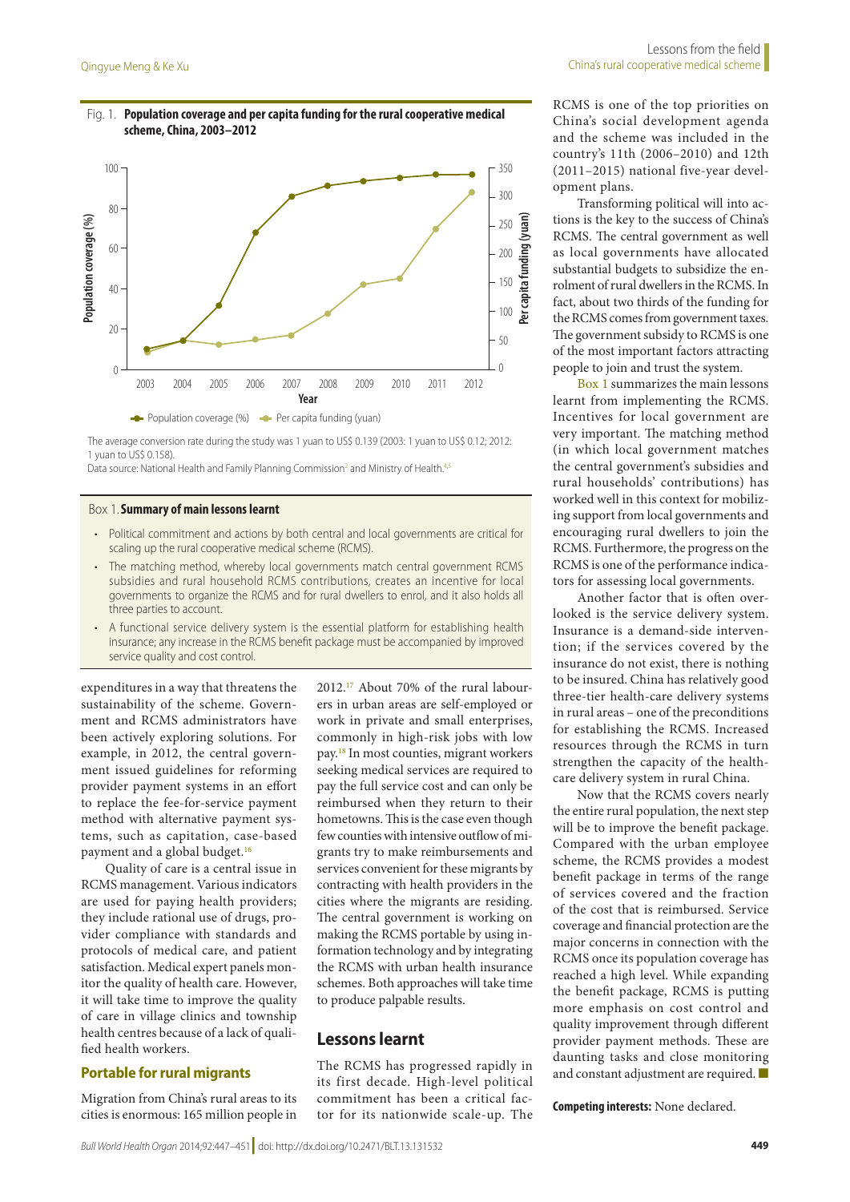Fig. 1. **Population coverage and per capita funding for the rural cooperative medical scheme, China, 2003–2012**

The average conversion rate during the study was 1 yuan to US$ 0.139 (2003: 1 yuan to US$ 0.12; 2012: 1 yuan to US$ 0.158).

Data source: National Health and Family Planning Commission[2] and Ministry of Health.[4,5]

Box 1. **Summary of main lessons learnt**

- Political commitment and actions by both central and local governments are critical for scaling up the rural cooperative medical scheme (RCMS).
- The matching method, whereby local governments match central government RCMS subsidies and rural household RCMS contributions, creates an incentive for local governments to organize the RCMS and for rural dwellers to enrol, and it also holds all three parties to account.
- A functional service delivery system is the essential platform for establishing health insurance; any increase in the RCMS benefit package must be accompanied by improved service quality and cost control.

expenditures in a way that threatens the sustainability of the scheme. Government and RCMS administrators have been actively exploring solutions. For example, in 2012, the central government issued guidelines for reforming provider payment systems in an effort to replace the fee-for-service payment method with alternative payment systems, such as capitation, case-based payment and a global budget.[16]

Quality of care is a central issue in RCMS management. Various indicators are used for paying health providers; they include rational use of drugs, provider compliance with standards and protocols of medical care, and patient satisfaction. Medical expert panels monitor the quality of health care. However, it will take time to improve the quality of care in village clinics and township health centres because of a lack of qualified health workers.

## Portable for rural migrants

Migration from China's rural areas to its cities is enormous: 165 million people in 2012.[17] About 70% of the rural labourers in urban areas are self-employed or work in private and small enterprises, commonly in high-risk jobs with low pay.[18] In most counties, migrant workers seeking medical services are required to pay the full service cost and can only be reimbursed when they return to their hometowns. This is the case even though few counties with intensive outflow of migrants try to make reimbursements and services convenient for these migrants by contracting with health providers in the cities where the migrants are residing. The central government is working on making the RCMS portable by using information technology and by integrating the RCMS with urban health insurance schemes. Both approaches will take time to produce palpable results.

## Lessons learnt

The RCMS has progressed rapidly in its first decade. High-level political commitment has been a critical factor for its nationwide scale-up. The RCMS is one of the top priorities on China's social development agenda and the scheme was included in the country's 11th (2006–2010) and 12th (2011–2015) national five-year development plans.

Transforming political will into actions is the key to the success of China's RCMS. The central government as well as local governments have allocated substantial budgets to subsidize the enrolment of rural dwellers in the RCMS. In fact, about two thirds of the funding for the RCMS comes from government taxes. The government subsidy to RCMS is one of the most important factors attracting people to join and trust the system.

Box 1 summarizes the main lessons learnt from implementing the RCMS. Incentives for local government are very important. The matching method (in which local government matches the central government's subsidies and rural households' contributions) has worked well in this context for mobilizing support from local governments and encouraging rural dwellers to join the RCMS. Furthermore, the progress on the RCMS is one of the performance indicators for assessing local governments.

Another factor that is often overlooked is the service delivery system. Insurance is a demand-side intervention; if the services covered by the insurance do not exist, there is nothing to be insured. China has relatively good three-tier health-care delivery systems in rural areas – one of the preconditions for establishing the RCMS. Increased resources through the RCMS in turn strengthen the capacity of the health-care delivery system in rural China.

Now that the RCMS covers nearly the entire rural population, the next step will be to improve the benefit package. Compared with the urban employee scheme, the RCMS provides a modest benefit package in terms of the range of services covered and the fraction of the cost that is reimbursed. Service coverage and financial protection are the major concerns in connection with the RCMS once its population coverage has reached a high level. While expanding the benefit package, RCMS is putting more emphasis on cost control and quality improvement through different provider payment methods. These are daunting tasks and close monitoring and constant adjustment are required. ■

**Competing interests:** None declared.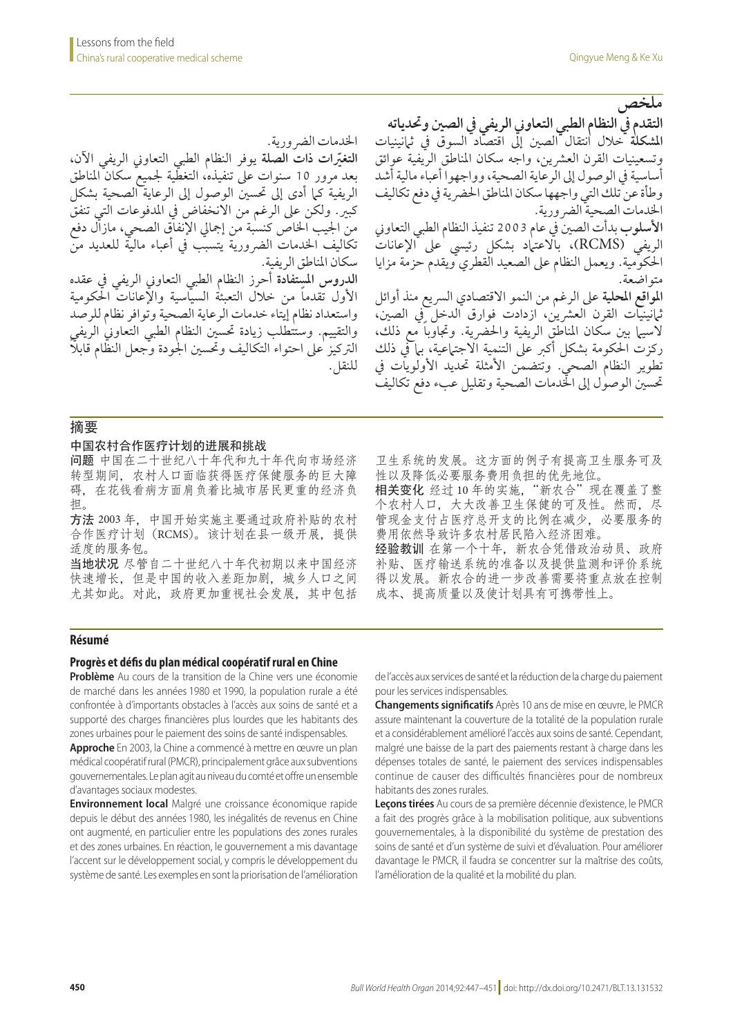## ملخص

### التقدم في النظام الطبي التعاوني الريفي في الصين وتحدياته

**المشكلة** خلال انتقال الصين إلى اقتصاد السوق في ثمانينيات وتسعينيات القرن العشرين، واجه سكان المناطق الريفية عوائق أساسية في الوصول إلى الرعاية الصحية، وواجهوا أعباء مالية أشد وطأة عن تلك التي واجهها سكان المناطق الحضرية في دفع تكاليف الخدمات الصحية الضرورية.

**الأسلوب** بدأت الصين في عام 2003 تنفيذ النظام الطبي التعاوني الريفي (RCMS)، بالاعتماد بشكل رئيسي على الإعانات الحكومية. ويعمل النظام على الصعيد القطري ويقدم حزمة مزايا متواضعة.

**المواقع المحلية** على الرغم من النمو الاقتصادي السريع منذ أوائل ثمانينيات القرن العشرين، ازدادت فوارق الدخل في الصين، لاسيما بين سكان المناطق الريفية والحضرية. وتجاوباً مع ذلك، ركزت الحكومة بشكل أكبر على التنمية الاجتماعية، بما في ذلك تطوير النظام الصحي. وتتضمن الأمثلة تحديد الأولويات في تحسين الوصول إلى الخدمات الصحية وتقليل عبء دفع تكاليف الخدمات الضرورية.

**التغيّرات ذات الصلة** يوفر النظام الطبي التعاوني الريفي الآن، بعد مرور 10 سنوات على تنفيذه، التغطية لجميع سكان المناطق الريفية كما أدى إلى تحسين الوصول إلى الرعاية الصحية بشكل كبير. ولكن على الرغم من الانخفاض في المدفوعات التي تنفق من الجيب الخاص كنسبة من إجمالي الإنفاق الصحي، مازال دفع تكاليف الخدمات الضرورية يتسبب في أعباء مالية للعديد من سكان المناطق الريفية.

**الدروس المستفادة** أحرز النظام الطبي التعاوني الريفي في عقده الأول تقدماً من خلال التعبئة السياسية والإعانات الحكومية واستعداد نظام إيتاء خدمات الرعاية الصحية وتوافر نظام للرصد والتقييم. وستتطلب زيادة تحسين النظام الطبي التعاوني الريفي التركيز على احتواء التكاليف وتحسين الجودة وجعل النظام قابلاً للنقل.

## 摘要

### 中国农村合作医疗计划的进展和挑战

**问题** 中国在二十世纪八十年代和九十年代向市场经济转型期间，农村人口面临获得医疗保健服务的巨大障碍，在花钱看病方面肩负着比城市居民更重的经济负担。

**方法** 2003 年，中国开始实施主要通过政府补贴的农村合作医疗计划（RCMS）。该计划在县一级开展，提供适度的服务包。

**当地状况** 尽管自二十世纪八十年代初期以来中国经济快速增长，但是中国的收入差距加剧，城乡人口之间尤其如此。对此，政府更加重视社会发展，其中包括卫生系统的发展。这方面的例子有提高卫生服务可及性以及降低必要服务费用负担的优先地位。

**相关变化** 经过 10 年的实施，"新农合"现在覆盖了整个农村人口，大大改善卫生保健的可及性。然而，尽管现金支付占医疗总开支的比例在减少，必要服务的费用依然导致许多农村居民陷入经济困难。

**经验教训** 在第一个十年，新农合凭借政治动员、政府补贴、医疗输送系统的准备以及提供监测和评价系统得以发展。新农合的进一步改善需要将重点放在控制成本、提高质量以及使计划具有可携带性上。

## Résumé

### Progrès et défis du plan médical coopératif rural en Chine

**Problème** Au cours de la transition de la Chine vers une économie de marché dans les années 1980 et 1990, la population rurale a été confrontée à d'importants obstacles à l'accès aux soins de santé et a supporté des charges financières plus lourdes que les habitants des zones urbaines pour le paiement des soins de santé indispensables.

**Approche** En 2003, la Chine a commencé à mettre en œuvre un plan médical coopératif rural (PMCR), principalement grâce aux subventions gouvernementales. Le plan agit au niveau du comté et offre un ensemble d'avantages sociaux modestes.

**Environnement local** Malgré une croissance économique rapide depuis le début des années 1980, les inégalités de revenus en Chine ont augmenté, en particulier entre les populations des zones rurales et des zones urbaines. En réponse, le gouvernement a mis davantage l'accent sur le développement social, y compris le développement du système de santé. Les exemples en sont la priorisation de l'amélioration de l'accès aux services de santé et la réduction de la charge du paiement pour les services indispensables.

**Changements significatifs** Après 10 ans de mise en œuvre, le PMCR assure maintenant la couverture de la totalité de la population rurale et a considérablement amélioré l'accès aux soins de santé. Cependant, malgré une baisse de la part des paiements restant à charge dans les dépenses totales de santé, le paiement des services indispensables continue de causer des difficultés financières pour de nombreux habitants des zones rurales.

**Leçons tirées** Au cours de sa première décennie d'existence, le PMCR a fait des progrès grâce à la mobilisation politique, aux subventions gouvernementales, à la disponibilité du système de prestation des soins de santé et d'un système de suivi et d'évaluation. Pour améliorer davantage le PMCR, il faudra se concentrer sur la maîtrise des coûts, l'amélioration de la qualité et la mobilité du plan.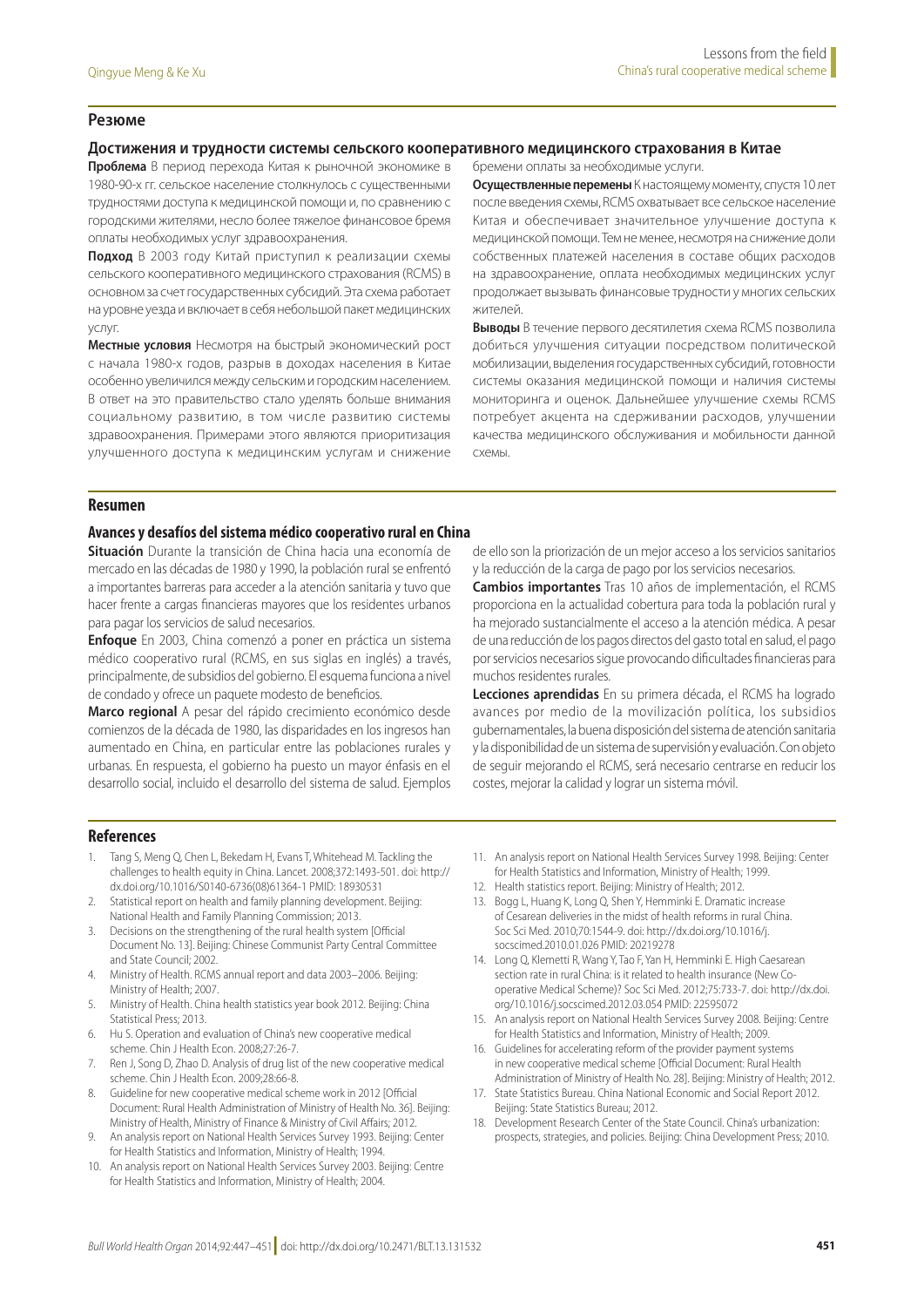## Резюме

### Достижения и трудности системы сельского кооперативного медицинского страхования в Китае

**Проблема** В период перехода Китая к рыночной экономике в 1980-90-х гг. сельское население столкнулось с существенными трудностями доступа к медицинской помощи и, по сравнению с городскими жителями, несло более тяжелое финансовое бремя оплаты необходимых услуг здравоохранения.

**Подход** В 2003 году Китай приступил к реализации схемы сельского кооперативного медицинского страхования (RCMS) в основном за счет государственных субсидий. Эта схема работает на уровне уезда и включает в себя небольшой пакет медицинских услуг.

**Местные условия** Несмотря на быстрый экономический рост с начала 1980-х годов, разрыв в доходах населения в Китае особенно увеличился между сельским и городским населением. В ответ на это правительство стало уделять больше внимания социальному развитию, в том числе развитию системы здравоохранения. Примерами этого являются приоритизация улучшенного доступа к медицинским услугам и снижение бремени оплаты за необходимые услуги.

**Осуществленные перемены** К настоящему моменту, спустя 10 лет после введения схемы, RCMS охватывает все сельское население Китая и обеспечивает значительное улучшение доступа к медицинской помощи. Тем не менее, несмотря на снижение доли собственных платежей населения в составе общих расходов на здравоохранение, оплата необходимых медицинских услуг продолжает вызывать финансовые трудности у многих сельских жителей.

**Выводы** В течение первого десятилетия схема RCMS позволила добиться улучшения ситуации посредством политической мобилизации, выделения государственных субсидий, готовности системы оказания медицинской помощи и наличия системы мониторинга и оценок. Дальнейшее улучшение схемы RCMS потребует акцента на сдерживании расходов, улучшении качества медицинского обслуживания и мобильности данной схемы.

## Resumen

### Avances y desafíos del sistema médico cooperativo rural en China

**Situación** Durante la transición de China hacia una economía de mercado en las décadas de 1980 y 1990, la población rural se enfrentó a importantes barreras para acceder a la atención sanitaria y tuvo que hacer frente a cargas financieras mayores que los residentes urbanos para pagar los servicios de salud necesarios.

**Enfoque** En 2003, China comenzó a poner en práctica un sistema médico cooperativo rural (RCMS, en sus siglas en inglés) a través, principalmente, de subsidios del gobierno. El esquema funciona a nivel de condado y ofrece un paquete modesto de beneficios.

**Marco regional** A pesar del rápido crecimiento económico desde comienzos de la década de 1980, las disparidades en los ingresos han aumentado en China, en particular entre las poblaciones rurales y urbanas. En respuesta, el gobierno ha puesto un mayor énfasis en el desarrollo social, incluido el desarrollo del sistema de salud. Ejemplos de ello son la priorización de un mejor acceso a los servicios sanitarios y la reducción de la carga de pago por los servicios necesarios.

**Cambios importantes** Tras 10 años de implementación, el RCMS proporciona en la actualidad cobertura para toda la población rural y ha mejorado sustancialmente el acceso a la atención médica. A pesar de una reducción de los pagos directos del gasto total en salud, el pago por servicios necesarios sigue provocando dificultades financieras para muchos residentes rurales.

**Lecciones aprendidas** En su primera década, el RCMS ha logrado avances por medio de la movilización política, los subsidios gubernamentales, la buena disposición del sistema de atención sanitaria y la disponibilidad de un sistema de supervisión y evaluación. Con objeto de seguir mejorando el RCMS, será necesario centrarse en reducir los costes, mejorar la calidad y lograr un sistema móvil.

## References

1. Tang S, Meng Q, Chen L, Bekedam H, Evans T, Whitehead M. Tackling the challenges to health equity in China. Lancet. 2008;372:1493-501. doi: http://dx.doi.org/10.1016/S0140-6736(08)61364-1 PMID: 18930531
2. Statistical report on health and family planning development. Beijing: National Health and Family Planning Commission; 2013.
3. Decisions on the strengthening of the rural health system [Official Document No. 13]. Beijing: Chinese Communist Party Central Committee and State Council; 2002.
4. Ministry of Health. RCMS annual report and data 2003–2006. Beijing: Ministry of Health; 2007.
5. Ministry of Health. China health statistics year book 2012. Beijing: China Statistical Press; 2013.
6. Hu S. Operation and evaluation of China's new cooperative medical scheme. Chin J Health Econ. 2008;27:26-7.
7. Ren J, Song D, Zhao D. Analysis of drug list of the new cooperative medical scheme. Chin J Health Econ. 2009;28:66-8.
8. Guideline for new cooperative medical scheme work in 2012 [Official Document: Rural Health Administration of Ministry of Health No. 36]. Beijing: Ministry of Health, Ministry of Finance & Ministry of Civil Affairs; 2012.
9. An analysis report on National Health Services Survey 1993. Beijing: Center for Health Statistics and Information, Ministry of Health; 1994.
10. An analysis report on National Health Services Survey 2003. Beijing: Centre for Health Statistics and Information, Ministry of Health; 2004.
11. An analysis report on National Health Services Survey 1998. Beijing: Center for Health Statistics and Information, Ministry of Health; 1999.
12. Health statistics report. Beijing: Ministry of Health; 2012.
13. Bogg L, Huang K, Long Q, Shen Y, Hemminki E. Dramatic increase of Cesarean deliveries in the midst of health reforms in rural China. Soc Sci Med. 2010;70:1544-9. doi: http://dx.doi.org/10.1016/j.socscimed.2010.01.026 PMID: 20219278
14. Long Q, Klemetti R, Wang Y, Tao F, Yan H, Hemminki E. High Caesarean section rate in rural China: is it related to health insurance (New Co-operative Medical Scheme)? Soc Sci Med. 2012;75:733-7. doi: http://dx.doi.org/10.1016/j.socscimed.2012.03.054 PMID: 22595072
15. An analysis report on National Health Services Survey 2008. Beijing: Centre for Health Statistics and Information, Ministry of Health; 2009.
16. Guidelines for accelerating reform of the provider payment systems in new cooperative medical scheme [Official Document: Rural Health Administration of Ministry of Health No. 28]. Beijing: Ministry of Health; 2012.
17. State Statistics Bureau. China National Economic and Social Report 2012. Beijing: State Statistics Bureau; 2012.
18. Development Research Center of the State Council. China's urbanization: prospects, strategies, and policies. Beijing: China Development Press; 2010.